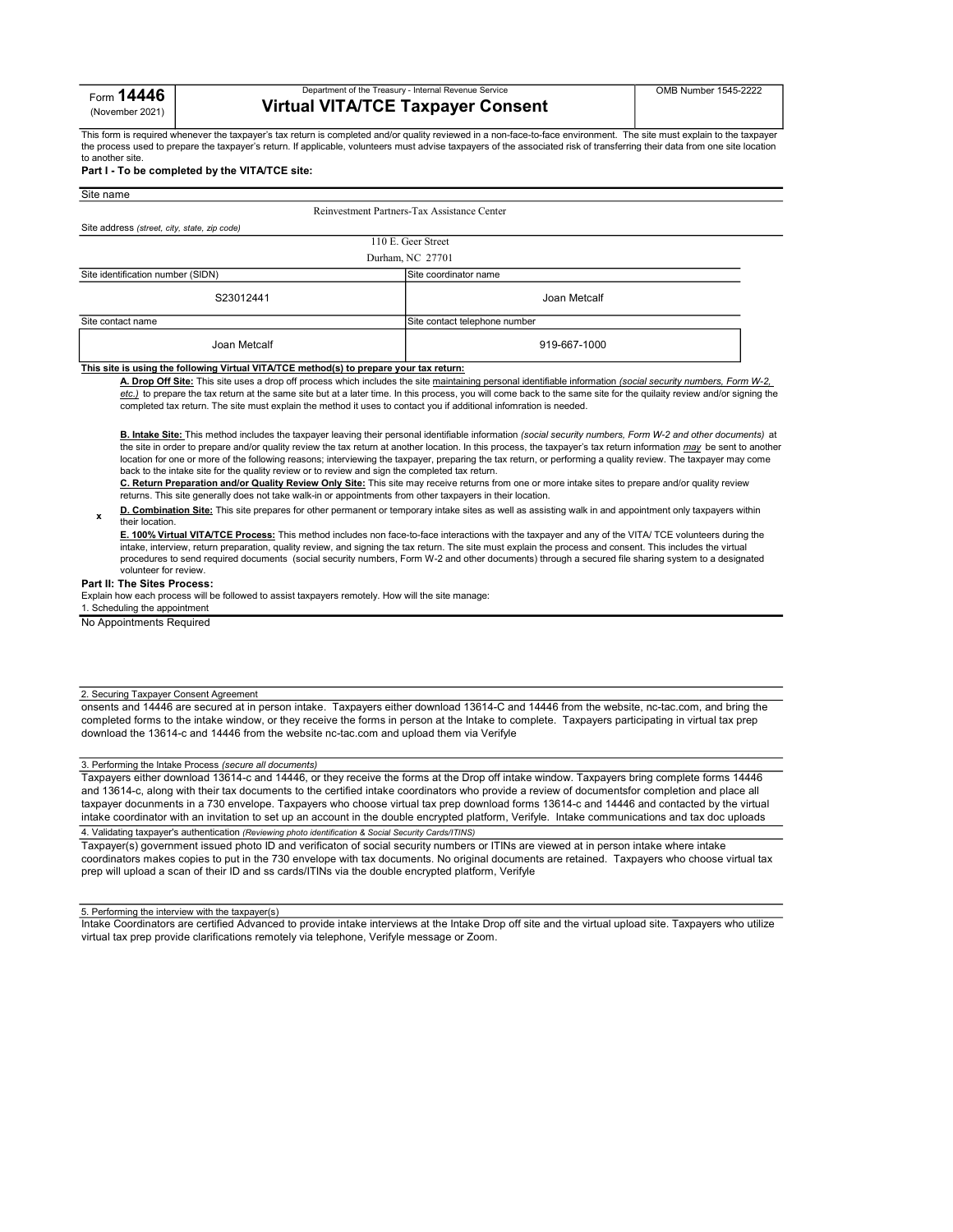Form **14446** (November 2021)

Department of the Treasury - Internal Revenue Service

# Virtual VITA/TCE Taxpayer Consent

OMB Number 1545-2222

This form is required whenever the taxpayer's tax return is completed and/or quality reviewed in a non-face-to-face environment. The site must explain to the taxpayer the process used to prepare the taxpayer's return. If applicable, volunteers must advise taxpayers of the associated risk of transferring their data from one site location to another site.

**Part I - To be completed by the VITA/TCE site:**

Site name

Reinvestment Partners-Tax Assistance Center

Site address *(street, city, state, zip code)*

110 E. Geer Street
Durham, NC 27701

| Site identification number (SIDN) | Site coordinator name |
|---|---|
| S23012441 | Joan Metcalf |
| **Site contact name** | **Site contact telephone number** |
| Joan Metcalf | 919-667-1000 |

**This site is using the following Virtual VITA/TCE method(s) to prepare your tax return:**

**A. Drop Off Site:** This site uses a drop off process which includes the site maintaining personal identifiable information *(social security numbers, Form W-2, etc.)* to prepare the tax return at the same site but at a later time. In this process, you will come back to the same site for the quilaity review and/or signing the completed tax return. The site must explain the method it uses to contact you if additional infomration is needed.

**B. Intake Site:** This method includes the taxpayer leaving their personal identifiable information *(social security numbers, Form W-2 and other documents)* at the site in order to prepare and/or quality review the tax return at another location. In this process, the taxpayer's tax return information *may* be sent to another location for one or more of the following reasons; interviewing the taxpayer, preparing the tax return, or performing a quality review. The taxpayer may come back to the intake site for the quality review or to review and sign the completed tax return.

**C. Return Preparation and/or Quality Review Only Site:** This site may receive returns from one or more intake sites to prepare and/or quality review returns. This site generally does not take walk-in or appointments from other taxpayers in their location.

x **D. Combination Site:** This site prepares for other permanent or temporary intake sites as well as assisting walk in and appointment only taxpayers within their location.

**E. 100% Virtual VITA/TCE Process:** This method includes non face-to-face interactions with the taxpayer and any of the VITA/ TCE volunteers during the intake, interview, return preparation, quality review, and signing the tax return. The site must explain the process and consent. This includes the virtual procedures to send required documents (social security numbers, Form W-2 and other documents) through a secured file sharing system to a designated volunteer for review.

**Part II: The Sites Process:**

Explain how each process will be followed to assist taxpayers remotely. How will the site manage:

1. Scheduling the appointment

No Appointments Required

2. Securing Taxpayer Consent Agreement

onsents and 14446 are secured at in person intake. Taxpayers either download 13614-C and 14446 from the website, nc-tac.com, and bring the completed forms to the intake window, or they receive the forms in person at the Intake to complete. Taxpayers participating in virtual tax prep download the 13614-c and 14446 from the website nc-tac.com and upload them via Verifyle

3. Performing the Intake Process *(secure all documents)*

Taxpayers either download 13614-c and 14446, or they receive the forms at the Drop off intake window. Taxpayers bring complete forms 14446 and 13614-c, along with their tax documents to the certified intake coordinators who provide a review of documentsfor completion and place all taxpayer docunments in a 730 envelope. Taxpayers who choose virtual tax prep download forms 13614-c and 14446 and contacted by the virtual intake coordinator with an invitation to set up an account in the double encrypted platform, Verifyle. Intake communications and tax doc uploads

4. Validating taxpayer's authentication *(Reviewing photo identification & Social Security Cards/ITINS)*

Taxpayer(s) government issued photo ID and verificaton of social security numbers or ITINs are viewed at in person intake where intake coordinators makes copies to put in the 730 envelope with tax documents. No original documents are retained. Taxpayers who choose virtual tax prep will upload a scan of their ID and ss cards/ITINs via the double encrypted platform, Verifyle

5. Performing the interview with the taxpayer(s)

Intake Coordinators are certified Advanced to provide intake interviews at the Intake Drop off site and the virtual upload site. Taxpayers who utilize virtual tax prep provide clarifications remotely via telephone, Verifyle message or Zoom.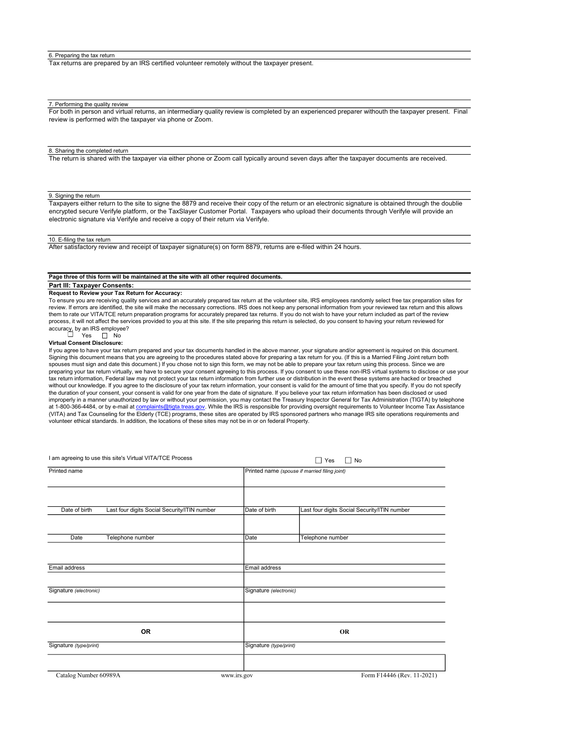6. Preparing the tax return

Tax returns are prepared by an IRS certified volunteer remotely without the taxpayer present.

7. Performing the quality review

For both in person and virtual returns, an intermediary quality review is completed by an experienced preparer withouth the taxpayer present. Final review is performed with the taxpayer via phone or Zoom.

8. Sharing the completed return

The return is shared with the taxpayer via either phone or Zoom call typically around seven days after the taxpayer documents are received.

9. Signing the return

Taxpayers either return to the site to signe the 8879 and receive their copy of the return or an electronic signature is obtained through the doublie encrypted secure Verifyle platform, or the TaxSlayer Customer Portal. Taxpayers who upload their documents through Verifyle will provide an electronic signature via Verifyle and receive a copy of their return via Verifyle.

10. E-filing the tax return

After satisfactory review and receipt of taxpayer signature(s) on form 8879, returns are e-filed within 24 hours.

**Page three of this form will be maintained at the site with all other required documents.**

## Part III: Taxpayer Consents:

**Request to Review your Tax Return for Accuracy:**

To ensure you are receiving quality services and an accurately prepared tax return at the volunteer site, IRS employees randomly select free tax preparation sites for review. If errors are identified, the site will make the necessary corrections. IRS does not keep any personal information from your reviewed tax return and this allows them to rate our VITA/TCE return preparation programs for accurately prepared tax returns. If you do not wish to have your return included as part of the review process, it will not affect the services provided to you at this site. If the site preparing this return is selected, do you consent to having your return reviewed for accuracy, by an IRS employee?

☐ Yes ☐ No

**Virtual Consent Disclosure:**

If you agree to have your tax return prepared and your tax documents handled in the above manner, your signature and/or agreement is required on this document. Signing this document means that you are agreeing to the procedures stated above for preparing a tax return for you. (If this is a Married Filing Joint return both spouses must sign and date this document.) If you chose not to sign this form, we may not be able to prepare your tax return using this process. Since we are preparing your tax return virtually, we have to secure your consent agreeing to this process. If you consent to use these non-IRS virtual systems to disclose or use your tax return information, Federal law may not protect your tax return information from further use or distribution in the event these systems are hacked or breached without our knowledge. If you agree to the disclosure of your tax return information, your consent is valid for the amount of time that you specify. If you do not specify the duration of your consent, your consent is valid for one year from the date of signature. If you believe your tax return information has been disclosed or used improperly in a manner unauthorized by law or without your permission, you may contact the Treasury Inspector General for Tax Administration (TIGTA) by telephone at 1-800-366-4484, or by e-mail at complaints@tigta.treas.gov. While the IRS is responsible for providing oversight requirements to Volunteer Income Tax Assistance (VITA) and Tax Counseling for the Elderly (TCE) programs, these sites are operated by IRS sponsored partners who manage IRS site operations requirements and volunteer ethical standards. In addition, the locations of these sites may not be in or on federal Property.

I am agreeing to use this site's Virtual VITA/TCE Process ☐ Yes ☐ No

| | | | |
|---|---|---|---|
| Printed name | | Printed name *(spouse if married filing joint)* | |
| | | | |
| Date of birth | Last four digits Social Security/ITIN number | Date of birth | Last four digits Social Security/ITIN number |
| | | | |
| Date | Telephone number | Date | Telephone number |
| | | | |
| Email address | | Email address | |
| | | | |
| Signature *(electronic)* | | Signature *(electronic)* | |
| | | | |
| **OR** | | **OR** | |
| Signature *(type/print)* | | Signature *(type/print)* | |
| | | | |

Catalog Number 60989A www.irs.gov Form F14446 (Rev. 11-2021)